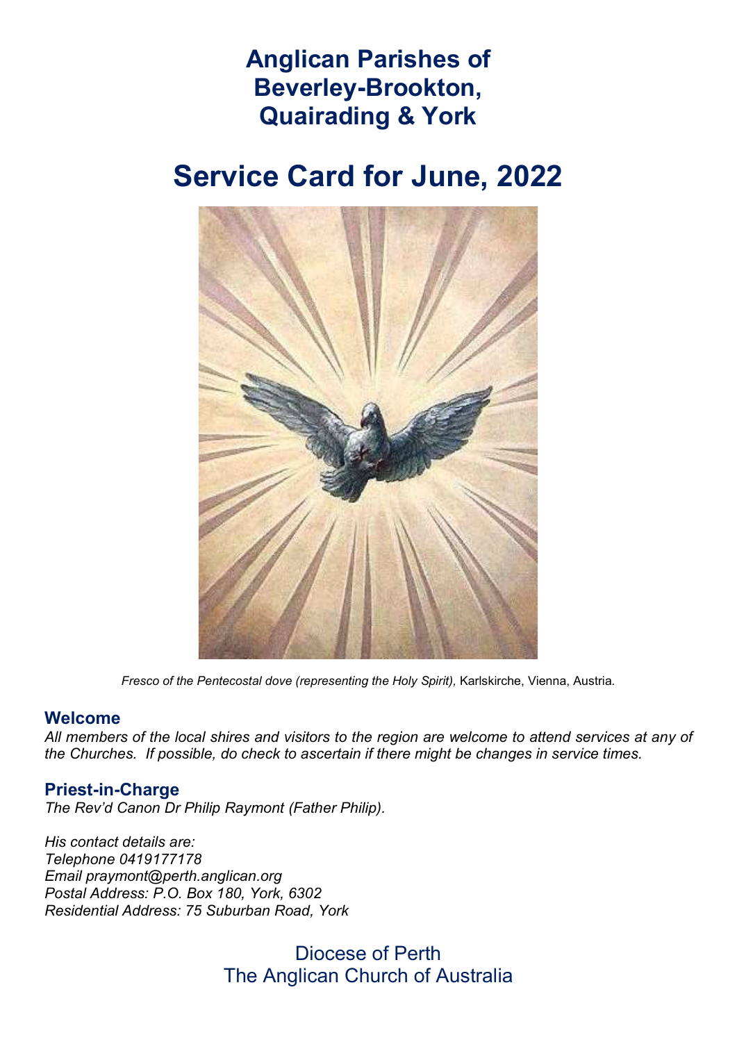# Anglican Parishes of Beverley-Brookton, Quairading & York

# Service Card for June, 2022

*Fresco of the Pentecostal dove (representing the Holy Spirit),* Karlskirche, Vienna, Austria.

## Welcome

*All members of the local shires and visitors to the region are welcome to attend services at any of the Churches. If possible, do check to ascertain if there might be changes in service times.*

## Priest-in-Charge

*The Rev'd Canon Dr Philip Raymont (Father Philip).*

*His contact details are:*
*Telephone 0419177178*
*Email praymont@perth.anglican.org*
*Postal Address: P.O. Box 180, York, 6302*
*Residential Address: 75 Suburban Road, York*

Diocese of Perth
The Anglican Church of Australia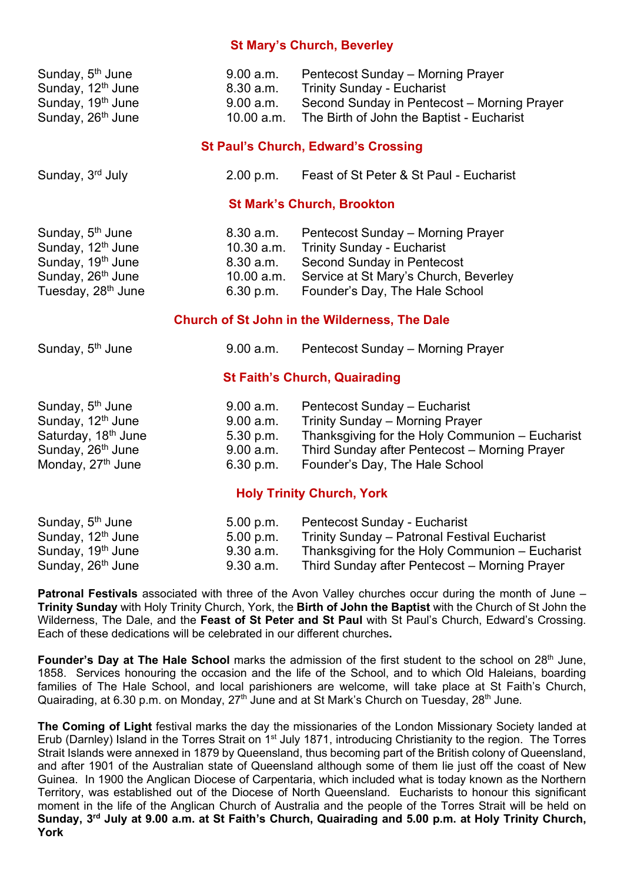## St Mary's Church, Beverley

| | | |
|---|---|---|
| Sunday, 5th June | 9.00 a.m. | Pentecost Sunday – Morning Prayer |
| Sunday, 12th June | 8.30 a.m. | Trinity Sunday - Eucharist |
| Sunday, 19th June | 9.00 a.m. | Second Sunday in Pentecost – Morning Prayer |
| Sunday, 26th June | 10.00 a.m. | The Birth of John the Baptist - Eucharist |

## St Paul's Church, Edward's Crossing

| | | |
|---|---|---|
| Sunday, 3rd July | 2.00 p.m. | Feast of St Peter & St Paul - Eucharist |

## St Mark's Church, Brookton

| | | |
|---|---|---|
| Sunday, 5th June | 8.30 a.m. | Pentecost Sunday – Morning Prayer |
| Sunday, 12th June | 10.30 a.m. | Trinity Sunday - Eucharist |
| Sunday, 19th June | 8.30 a.m. | Second Sunday in Pentecost |
| Sunday, 26th June | 10.00 a.m. | Service at St Mary's Church, Beverley |
| Tuesday, 28th June | 6.30 p.m. | Founder's Day, The Hale School |

## Church of St John in the Wilderness, The Dale

| | | |
|---|---|---|
| Sunday, 5th June | 9.00 a.m. | Pentecost Sunday – Morning Prayer |

## St Faith's Church, Quairading

| | | |
|---|---|---|
| Sunday, 5th June | 9.00 a.m. | Pentecost Sunday – Eucharist |
| Sunday, 12th June | 9.00 a.m. | Trinity Sunday – Morning Prayer |
| Saturday, 18th June | 5.30 p.m. | Thanksgiving for the Holy Communion – Eucharist |
| Sunday, 26th June | 9.00 a.m. | Third Sunday after Pentecost – Morning Prayer |
| Monday, 27th June | 6.30 p.m. | Founder's Day, The Hale School |

## Holy Trinity Church, York

| | | |
|---|---|---|
| Sunday, 5th June | 5.00 p.m. | Pentecost Sunday - Eucharist |
| Sunday, 12th June | 5.00 p.m. | Trinity Sunday – Patronal Festival Eucharist |
| Sunday, 19th June | 9.30 a.m. | Thanksgiving for the Holy Communion – Eucharist |
| Sunday, 26th June | 9.30 a.m. | Third Sunday after Pentecost – Morning Prayer |

**Patronal Festivals** associated with three of the Avon Valley churches occur during the month of June – **Trinity Sunday** with Holy Trinity Church, York, the **Birth of John the Baptist** with the Church of St John the Wilderness, The Dale, and the **Feast of St Peter and St Paul** with St Paul's Church, Edward's Crossing. Each of these dedications will be celebrated in our different churches**.**

**Founder's Day at The Hale School** marks the admission of the first student to the school on 28th June, 1858. Services honouring the occasion and the life of the School, and to which Old Haleians, boarding families of The Hale School, and local parishioners are welcome, will take place at St Faith's Church, Quairading, at 6.30 p.m. on Monday, 27th June and at St Mark's Church on Tuesday, 28th June.

**The Coming of Light** festival marks the day the missionaries of the London Missionary Society landed at Erub (Darnley) Island in the Torres Strait on 1st July 1871, introducing Christianity to the region. The Torres Strait Islands were annexed in 1879 by Queensland, thus becoming part of the British colony of Queensland, and after 1901 of the Australian state of Queensland although some of them lie just off the coast of New Guinea. In 1900 the Anglican Diocese of Carpentaria, which included what is today known as the Northern Territory, was established out of the Diocese of North Queensland. Eucharists to honour this significant moment in the life of the Anglican Church of Australia and the people of the Torres Strait will be held on **Sunday, 3rd July at 9.00 a.m. at St Faith's Church, Quairading and 5.00 p.m. at Holy Trinity Church, York**